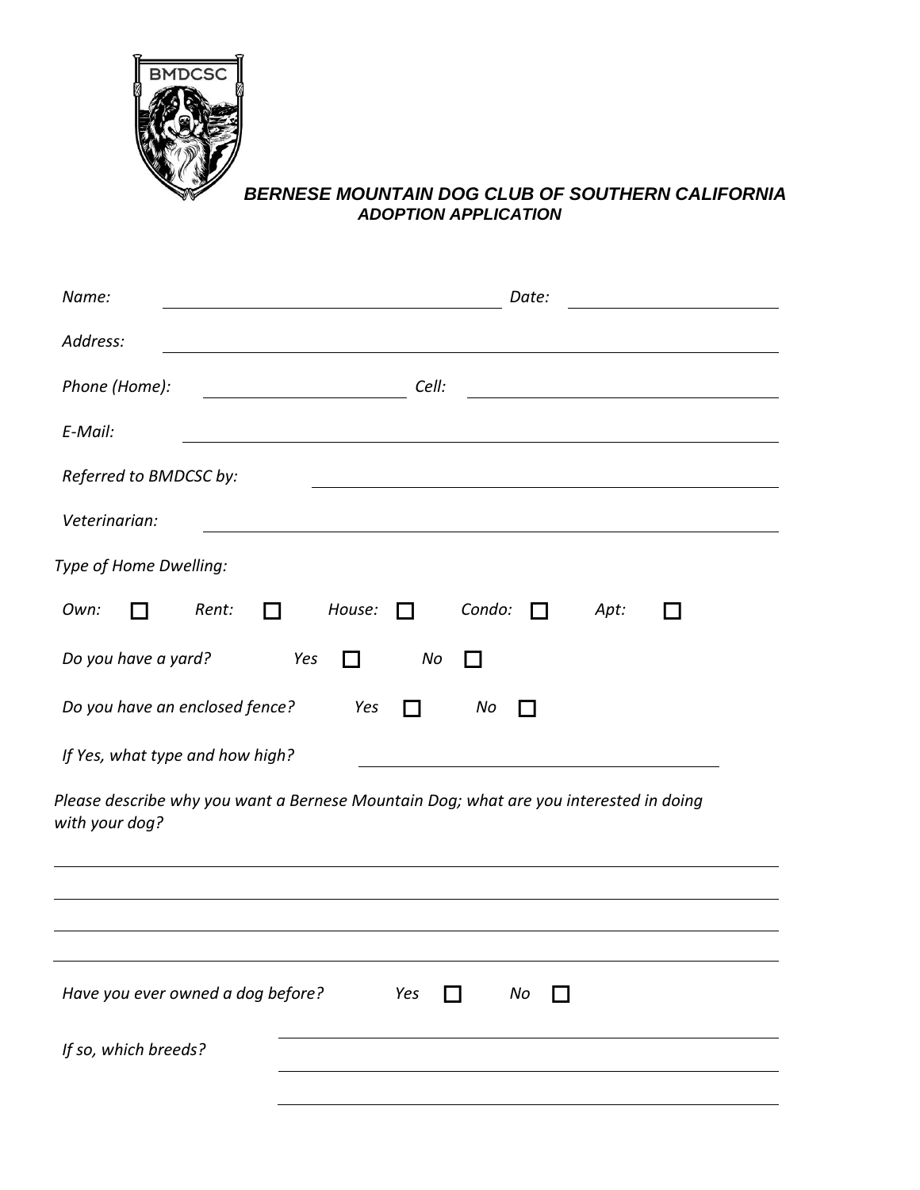# BERNESE MOUNTAIN DOG CLUB OF SOUTHERN CALIFORNIA

## ADOPTION APPLICATION

*Name:* \_\_\_\_\_\_\_\_\_\_\_\_\_\_\_\_\_\_\_\_\_\_\_\_\_\_\_\_\_\_ *Date:* \_\_\_\_\_\_\_\_\_\_\_\_\_\_\_\_\_\_\_\_

*Address:* \_\_\_\_\_\_\_\_\_\_\_\_\_\_\_\_\_\_\_\_\_\_\_\_\_\_\_\_\_\_\_\_\_\_\_\_\_\_\_\_\_\_\_\_\_\_\_\_\_\_

*Phone (Home):* \_\_\_\_\_\_\_\_\_\_\_\_\_\_\_\_\_\_ *Cell:* \_\_\_\_\_\_\_\_\_\_\_\_\_\_\_\_\_\_\_\_\_\_\_\_\_\_\_\_

*E-Mail:* \_\_\_\_\_\_\_\_\_\_\_\_\_\_\_\_\_\_\_\_\_\_\_\_\_\_\_\_\_\_\_\_\_\_\_\_\_\_\_\_\_\_\_\_\_\_\_\_\_\_

*Referred to BMDCSC by:* \_\_\_\_\_\_\_\_\_\_\_\_\_\_\_\_\_\_\_\_\_\_\_\_\_\_\_\_\_\_\_\_\_\_\_\_\_\_\_\_

*Veterinarian:* \_\_\_\_\_\_\_\_\_\_\_\_\_\_\_\_\_\_\_\_\_\_\_\_\_\_\_\_\_\_\_\_\_\_\_\_\_\_\_\_\_\_\_\_\_\_\_

*Type of Home Dwelling:*

*Own:* ☐ *Rent:* ☐ *House:* ☐ *Condo:* ☐ *Apt:* ☐

*Do you have a yard?* *Yes* ☐ *No* ☐

*Do you have an enclosed fence?* *Yes* ☐ *No* ☐

*If Yes, what type and how high?* \_\_\_\_\_\_\_\_\_\_\_\_\_\_\_\_\_\_\_\_\_\_\_\_\_\_\_\_\_\_\_\_\_\_

*Please describe why you want a Bernese Mountain Dog; what are you interested in doing with your dog?*

\_\_\_\_\_\_\_\_\_\_\_\_\_\_\_\_\_\_\_\_\_\_\_\_\_\_\_\_\_\_\_\_\_\_\_\_\_\_\_\_\_\_\_\_\_\_\_\_\_\_\_\_\_\_\_\_\_\_\_\_

\_\_\_\_\_\_\_\_\_\_\_\_\_\_\_\_\_\_\_\_\_\_\_\_\_\_\_\_\_\_\_\_\_\_\_\_\_\_\_\_\_\_\_\_\_\_\_\_\_\_\_\_\_\_\_\_\_\_\_\_

\_\_\_\_\_\_\_\_\_\_\_\_\_\_\_\_\_\_\_\_\_\_\_\_\_\_\_\_\_\_\_\_\_\_\_\_\_\_\_\_\_\_\_\_\_\_\_\_\_\_\_\_\_\_\_\_\_\_\_\_

\_\_\_\_\_\_\_\_\_\_\_\_\_\_\_\_\_\_\_\_\_\_\_\_\_\_\_\_\_\_\_\_\_\_\_\_\_\_\_\_\_\_\_\_\_\_\_\_\_\_\_\_\_\_\_\_\_\_\_\_

*Have you ever owned a dog before?* *Yes* ☐ *No* ☐

*If so, which breeds?* \_\_\_\_\_\_\_\_\_\_\_\_\_\_\_\_\_\_\_\_\_\_\_\_\_\_\_\_\_\_\_\_\_\_\_\_\_\_\_\_\_\_

\_\_\_\_\_\_\_\_\_\_\_\_\_\_\_\_\_\_\_\_\_\_\_\_\_\_\_\_\_\_\_\_\_\_\_\_\_\_\_\_\_\_

\_\_\_\_\_\_\_\_\_\_\_\_\_\_\_\_\_\_\_\_\_\_\_\_\_\_\_\_\_\_\_\_\_\_\_\_\_\_\_\_\_\_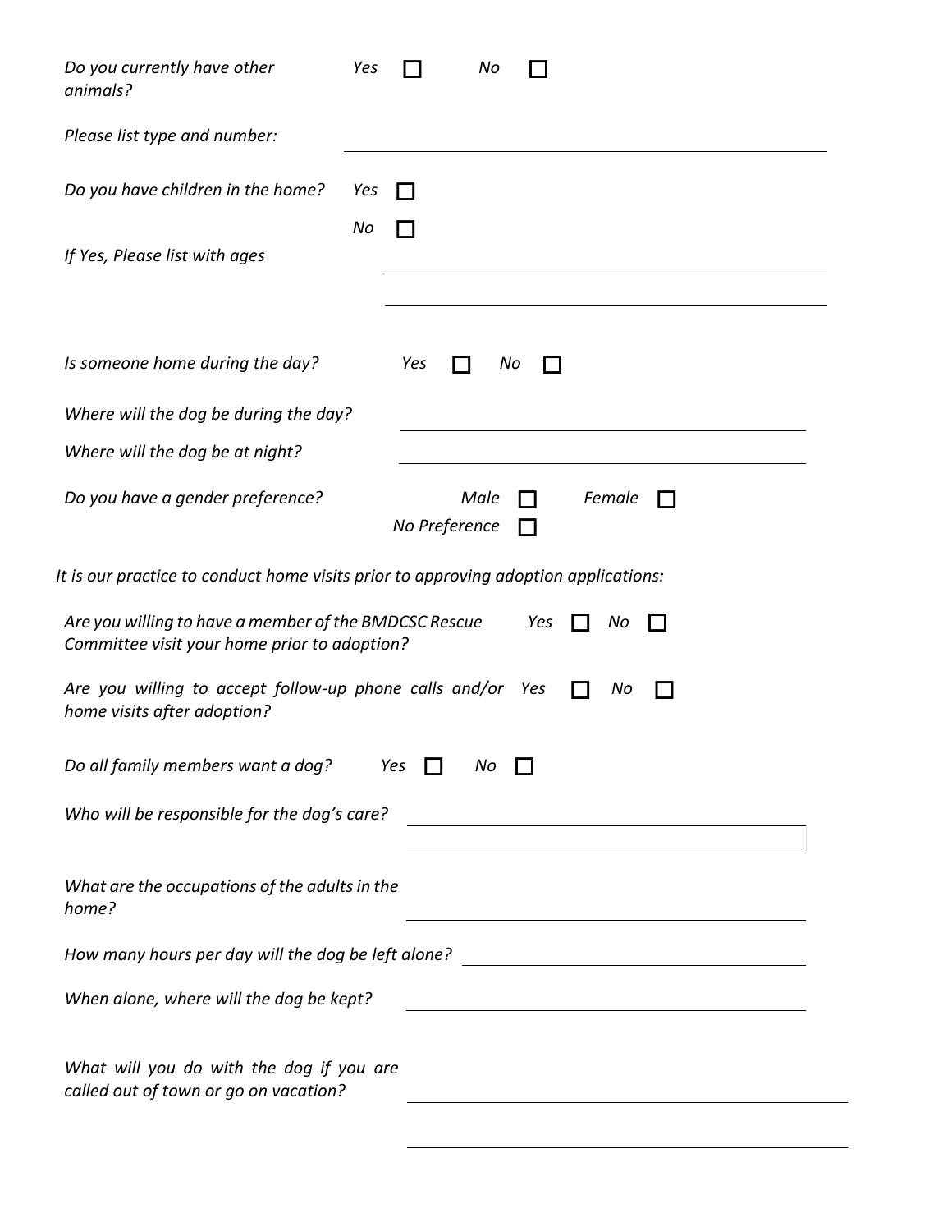*Do you currently have other animals?* *Yes* ☐ *No* ☐

*Please list type and number:* \_\_\_\_\_\_\_\_\_\_\_\_\_\_\_\_\_\_\_\_\_\_\_\_\_\_\_\_\_\_

*Do you have children in the home?* *Yes* ☐ *No* ☐

*If Yes, Please list with ages* \_\_\_\_\_\_\_\_\_\_\_\_\_\_\_\_\_\_\_\_\_\_\_\_\_\_\_\_\_\_

\_\_\_\_\_\_\_\_\_\_\_\_\_\_\_\_\_\_\_\_\_\_\_\_\_\_\_\_\_\_

*Is someone home during the day?* *Yes* ☐ *No* ☐

*Where will the dog be during the day?* \_\_\_\_\_\_\_\_\_\_\_\_\_\_\_\_\_\_\_\_\_\_\_\_\_\_\_\_\_\_

*Where will the dog be at night?* \_\_\_\_\_\_\_\_\_\_\_\_\_\_\_\_\_\_\_\_\_\_\_\_\_\_\_\_\_\_

*Do you have a gender preference?* *Male* ☐ *Female* ☐ *No Preference* ☐

*It is our practice to conduct home visits prior to approving adoption applications:*

*Are you willing to have a member of the BMDCSC Rescue Committee visit your home prior to adoption?* *Yes* ☐ *No* ☐

*Are you willing to accept follow-up phone calls and/or home visits after adoption?* *Yes* ☐ *No* ☐

*Do all family members want a dog?* *Yes* ☐ *No* ☐

*Who will be responsible for the dog's care?* \_\_\_\_\_\_\_\_\_\_\_\_\_\_\_\_\_\_\_\_\_\_\_\_\_\_\_\_\_\_

\_\_\_\_\_\_\_\_\_\_\_\_\_\_\_\_\_\_\_\_\_\_\_\_\_\_\_\_\_\_

*What are the occupations of the adults in the home?* \_\_\_\_\_\_\_\_\_\_\_\_\_\_\_\_\_\_\_\_\_\_\_\_\_\_\_\_\_\_

*How many hours per day will the dog be left alone?* \_\_\_\_\_\_\_\_\_\_\_\_\_\_\_\_\_\_\_\_\_\_\_\_\_\_\_\_\_\_

*When alone, where will the dog be kept?* \_\_\_\_\_\_\_\_\_\_\_\_\_\_\_\_\_\_\_\_\_\_\_\_\_\_\_\_\_\_

*What will you do with the dog if you are called out of town or go on vacation?* \_\_\_\_\_\_\_\_\_\_\_\_\_\_\_\_\_\_\_\_\_\_\_\_\_\_\_\_\_\_

\_\_\_\_\_\_\_\_\_\_\_\_\_\_\_\_\_\_\_\_\_\_\_\_\_\_\_\_\_\_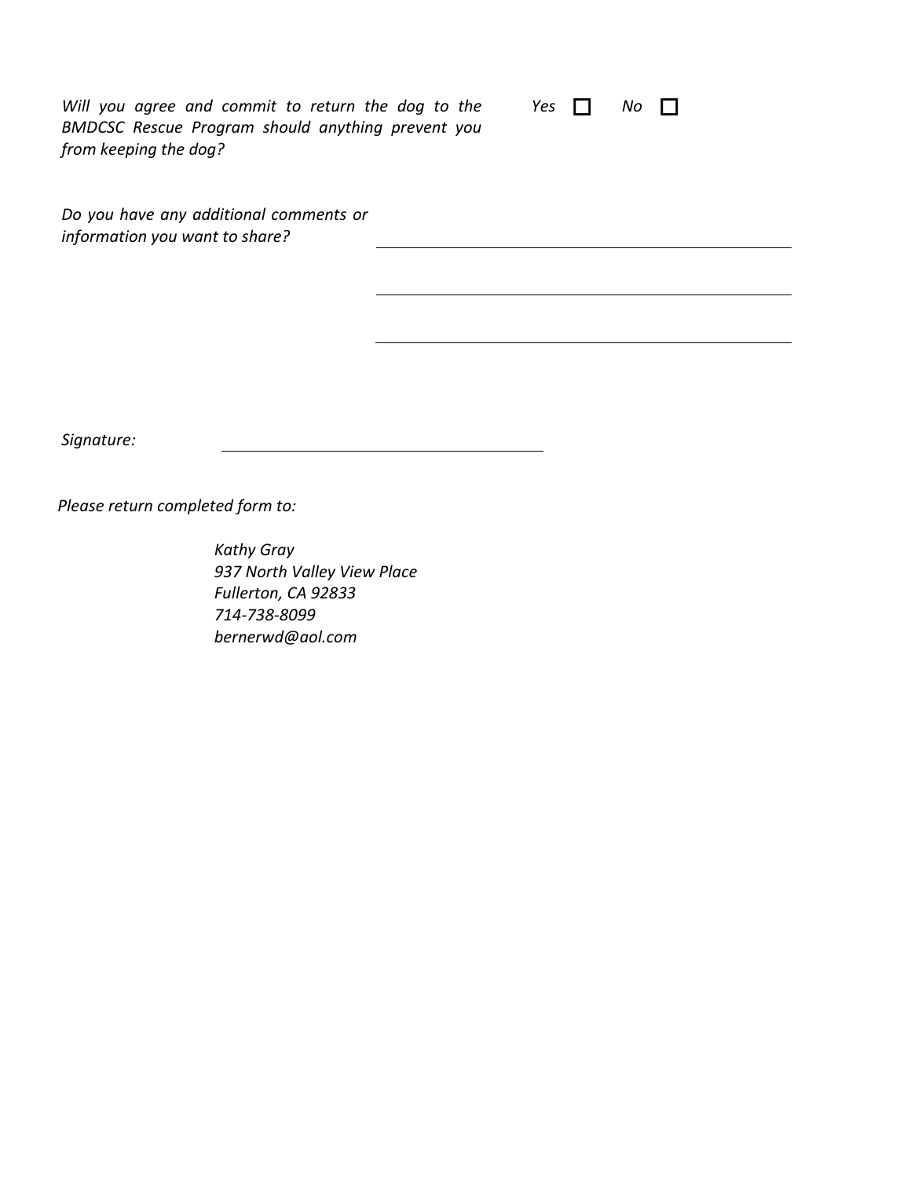*Will you agree and commit to return the dog to the BMDCSC Rescue Program should anything prevent you from keeping the dog?*

*Yes* ☐ *No* ☐

*Do you have any additional comments or information you want to share?*

\_\_\_\_\_\_\_\_\_\_\_\_\_\_\_\_\_\_\_\_\_\_\_\_\_\_\_\_\_\_\_\_\_\_\_\_\_\_\_\_

\_\_\_\_\_\_\_\_\_\_\_\_\_\_\_\_\_\_\_\_\_\_\_\_\_\_\_\_\_\_\_\_\_\_\_\_\_\_\_\_

\_\_\_\_\_\_\_\_\_\_\_\_\_\_\_\_\_\_\_\_\_\_\_\_\_\_\_\_\_\_\_\_\_\_\_\_\_\_\_\_

*Signature:* \_\_\_\_\_\_\_\_\_\_\_\_\_\_\_\_\_\_\_\_\_\_\_\_\_\_\_\_\_\_

*Please return completed form to:*

*Kathy Gray*
*937 North Valley View Place*
*Fullerton, CA 92833*
*714-738-8099*
*bernerwd@aol.com*